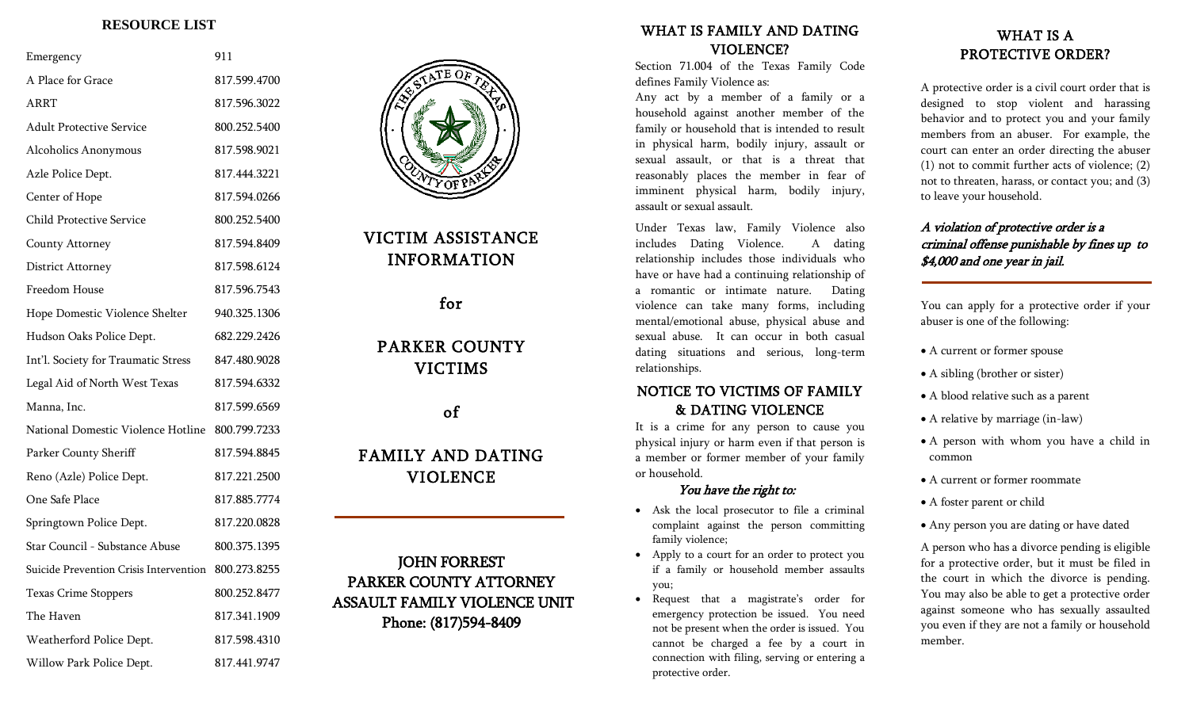## RESOURCE LIST

| | |
|---|---|
| Emergency | 911 |
| A Place for Grace | 817.599.4700 |
| ARRT | 817.596.3022 |
| Adult Protective Service | 800.252.5400 |
| Alcoholics Anonymous | 817.598.9021 |
| Azle Police Dept. | 817.444.3221 |
| Center of Hope | 817.594.0266 |
| Child Protective Service | 800.252.5400 |
| County Attorney | 817.594.8409 |
| District Attorney | 817.598.6124 |
| Freedom House | 817.596.7543 |
| Hope Domestic Violence Shelter | 940.325.1306 |
| Hudson Oaks Police Dept. | 682.229.2426 |
| Int'l. Society for Traumatic Stress | 847.480.9028 |
| Legal Aid of North West Texas | 817.594.6332 |
| Manna, Inc. | 817.599.6569 |
| National Domestic Violence Hotline | 800.799.7233 |
| Parker County Sheriff | 817.594.8845 |
| Reno (Azle) Police Dept. | 817.221.2500 |
| One Safe Place | 817.885.7774 |
| Springtown Police Dept. | 817.220.0828 |
| Star Council - Substance Abuse | 800.375.1395 |
| Suicide Prevention Crisis Intervention | 800.273.8255 |
| Texas Crime Stoppers | 800.252.8477 |
| The Haven | 817.341.1909 |
| Weatherford Police Dept. | 817.598.4310 |
| Willow Park Police Dept. | 817.441.9747 |

THE STATE OF TEXAS · COUNTY OF PARKER

# VICTIM ASSISTANCE INFORMATION

for

# PARKER COUNTY VICTIMS

of

# FAMILY AND DATING VIOLENCE

---

**JOHN FORREST**
**PARKER COUNTY ATTORNEY**
**ASSAULT FAMILY VIOLENCE UNIT**
**Phone: (817)594-8409**

## WHAT IS FAMILY AND DATING VIOLENCE?

Section 71.004 of the Texas Family Code defines Family Violence as:

Any act by a member of a family or a household against another member of the family or household that is intended to result in physical harm, bodily injury, assault or sexual assault, or that is a threat that reasonably places the member in fear of imminent physical harm, bodily injury, assault or sexual assault.

Under Texas law, Family Violence also includes Dating Violence. A dating relationship includes those individuals who have or have had a continuing relationship of a romantic or intimate nature. Dating violence can take many forms, including mental/emotional abuse, physical abuse and sexual abuse. It can occur in both casual dating situations and serious, long-term relationships.

## NOTICE TO VICTIMS OF FAMILY & DATING VIOLENCE

It is a crime for any person to cause you physical injury or harm even if that person is a member or former member of your family or household.

### *You have the right to:*

- Ask the local prosecutor to file a criminal complaint against the person committing family violence;
- Apply to a court for an order to protect you if a family or household member assaults you;
- Request that a magistrate's order for emergency protection be issued. You need not be present when the order is issued. You cannot be charged a fee by a court in connection with filing, serving or entering a protective order.

## WHAT IS A PROTECTIVE ORDER?

A protective order is a civil court order that is designed to stop violent and harassing behavior and to protect you and your family members from an abuser. For example, the court can enter an order directing the abuser (1) not to commit further acts of violence; (2) not to threaten, harass, or contact you; and (3) to leave your household.

***A violation of protective order is a criminal offense punishable by fines up to $4,000 and one year in jail.***

---

You can apply for a protective order if your abuser is one of the following:

- A current or former spouse
- A sibling (brother or sister)
- A blood relative such as a parent
- A relative by marriage (in-law)
- A person with whom you have a child in common
- A current or former roommate
- A foster parent or child
- Any person you are dating or have dated

A person who has a divorce pending is eligible for a protective order, but it must be filed in the court in which the divorce is pending. You may also be able to get a protective order against someone who has sexually assaulted you even if they are not a family or household member.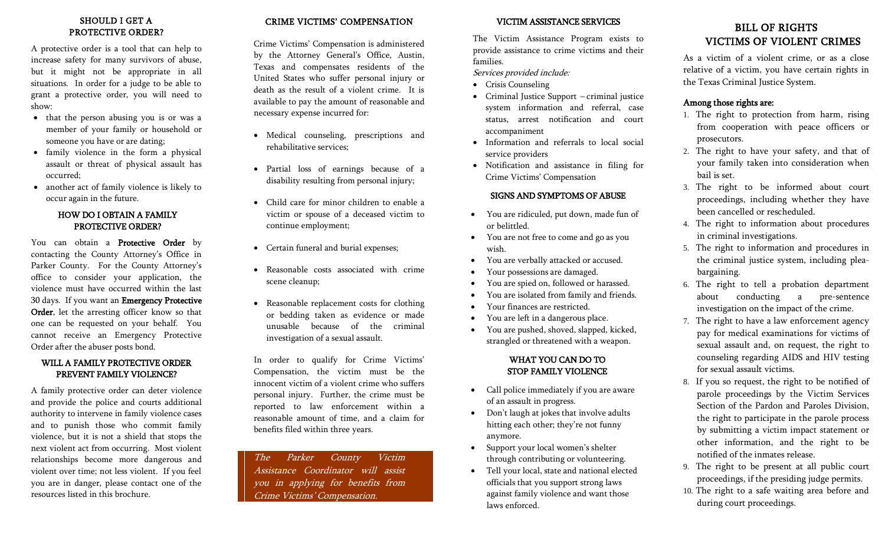## SHOULD I GET A PROTECTIVE ORDER?

A protective order is a tool that can help to increase safety for many survivors of abuse, but it might not be appropriate in all situations. In order for a judge to be able to grant a protective order, you will need to show:

- that the person abusing you is or was a member of your family or household or someone you have or are dating;
- family violence in the form a physical assault or threat of physical assault has occurred;
- another act of family violence is likely to occur again in the future.

## HOW DO I OBTAIN A FAMILY PROTECTIVE ORDER?

You can obtain a **Protective Order** by contacting the County Attorney's Office in Parker County. For the County Attorney's office to consider your application, the violence must have occurred within the last 30 days. If you want an **Emergency Protective Order**, let the arresting officer know so that one can be requested on your behalf. You cannot receive an Emergency Protective Order after the abuser posts bond.

## WILL A FAMILY PROTECTIVE ORDER PREVENT FAMILY VIOLENCE?

A family protective order can deter violence and provide the police and courts additional authority to intervene in family violence cases and to punish those who commit family violence, but it is not a shield that stops the next violent act from occurring. Most violent relationships become more dangerous and violent over time; not less violent. If you feel you are in danger, please contact one of the resources listed in this brochure.

## CRIME VICTIMS' COMPENSATION

Crime Victims' Compensation is administered by the Attorney General's Office, Austin, Texas and compensates residents of the United States who suffer personal injury or death as the result of a violent crime. It is available to pay the amount of reasonable and necessary expense incurred for:

- Medical counseling, prescriptions and rehabilitative services;
- Partial loss of earnings because of a disability resulting from personal injury;
- Child care for minor children to enable a victim or spouse of a deceased victim to continue employment;
- Certain funeral and burial expenses;
- Reasonable costs associated with crime scene cleanup;
- Reasonable replacement costs for clothing or bedding taken as evidence or made unusable because of the criminal investigation of a sexual assault.

In order to qualify for Crime Victims' Compensation, the victim must be the innocent victim of a violent crime who suffers personal injury. Further, the crime must be reported to law enforcement within a reasonable amount of time, and a claim for benefits filed within three years.

*The Parker County Victim Assistance Coordinator will assist you in applying for benefits from Crime Victims' Compensation.*

## VICTIM ASSISTANCE SERVICES

The Victim Assistance Program exists to provide assistance to crime victims and their families.

*Services provided include:*

- Crisis Counseling
- Criminal Justice Support – criminal justice system information and referral, case status, arrest notification and court accompaniment
- Information and referrals to local social service providers
- Notification and assistance in filing for Crime Victims' Compensation

## SIGNS AND SYMPTOMS OF ABUSE

- You are ridiculed, put down, made fun of or belittled.
- You are not free to come and go as you wish.
- You are verbally attacked or accused.
- Your possessions are damaged.
- You are spied on, followed or harassed.
- You are isolated from family and friends.
- Your finances are restricted.
- You are left in a dangerous place.
- You are pushed, shoved, slapped, kicked, strangled or threatened with a weapon.

## WHAT YOU CAN DO TO STOP FAMILY VIOLENCE

- Call police immediately if you are aware of an assault in progress.
- Don't laugh at jokes that involve adults hitting each other; they're not funny anymore.
- Support your local women's shelter through contributing or volunteering.
- Tell your local, state and national elected officials that you support strong laws against family violence and want those laws enforced.

# BILL OF RIGHTS VICTIMS OF VIOLENT CRIMES

As a victim of a violent crime, or as a close relative of a victim, you have certain rights in the Texas Criminal Justice System.

**Among those rights are:**

1. The right to protection from harm, rising from cooperation with peace officers or prosecutors.
2. The right to have your safety, and that of your family taken into consideration when bail is set.
3. The right to be informed about court proceedings, including whether they have been cancelled or rescheduled.
4. The right to information about procedures in criminal investigations.
5. The right to information and procedures in the criminal justice system, including plea-bargaining.
6. The right to tell a probation department about conducting a pre-sentence investigation on the impact of the crime.
7. The right to have a law enforcement agency pay for medical examinations for victims of sexual assault and, on request, the right to counseling regarding AIDS and HIV testing for sexual assault victims.
8. If you so request, the right to be notified of parole proceedings by the Victim Services Section of the Pardon and Paroles Division, the right to participate in the parole process by submitting a victim impact statement or other information, and the right to be notified of the inmates release.
9. The right to be present at all public court proceedings, if the presiding judge permits.
10. The right to a safe waiting area before and during court proceedings.